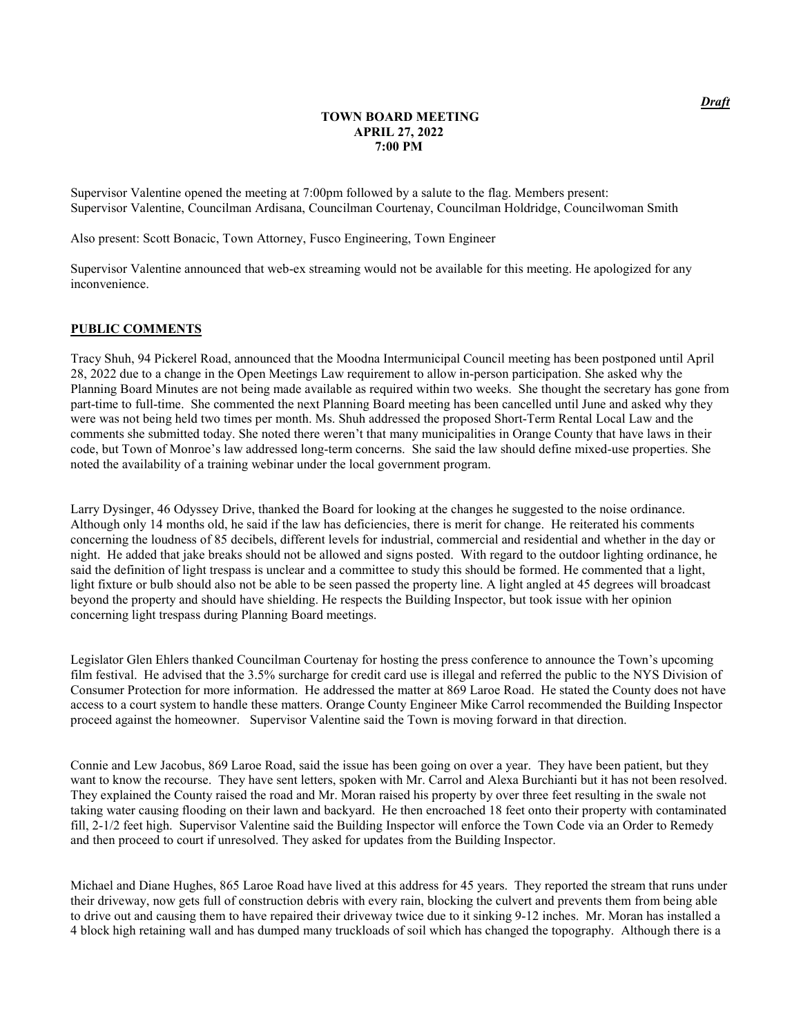***Draft***

**TOWN BOARD MEETING**
**APRIL 27, 2022**
**7:00 PM**

Supervisor Valentine opened the meeting at 7:00pm followed by a salute to the flag. Members present: Supervisor Valentine, Councilman Ardisana, Councilman Courtenay, Councilman Holdridge, Councilwoman Smith

Also present: Scott Bonacic, Town Attorney, Fusco Engineering, Town Engineer

Supervisor Valentine announced that web-ex streaming would not be available for this meeting. He apologized for any inconvenience.

## PUBLIC COMMENTS

Tracy Shuh, 94 Pickerel Road, announced that the Moodna Intermunicipal Council meeting has been postponed until April 28, 2022 due to a change in the Open Meetings Law requirement to allow in-person participation. She asked why the Planning Board Minutes are not being made available as required within two weeks. She thought the secretary has gone from part-time to full-time. She commented the next Planning Board meeting has been cancelled until June and asked why they were was not being held two times per month. Ms. Shuh addressed the proposed Short-Term Rental Local Law and the comments she submitted today. She noted there weren't that many municipalities in Orange County that have laws in their code, but Town of Monroe's law addressed long-term concerns. She said the law should define mixed-use properties. She noted the availability of a training webinar under the local government program.

Larry Dysinger, 46 Odyssey Drive, thanked the Board for looking at the changes he suggested to the noise ordinance. Although only 14 months old, he said if the law has deficiencies, there is merit for change. He reiterated his comments concerning the loudness of 85 decibels, different levels for industrial, commercial and residential and whether in the day or night. He added that jake breaks should not be allowed and signs posted. With regard to the outdoor lighting ordinance, he said the definition of light trespass is unclear and a committee to study this should be formed. He commented that a light, light fixture or bulb should also not be able to be seen passed the property line. A light angled at 45 degrees will broadcast beyond the property and should have shielding. He respects the Building Inspector, but took issue with her opinion concerning light trespass during Planning Board meetings.

Legislator Glen Ehlers thanked Councilman Courtenay for hosting the press conference to announce the Town's upcoming film festival. He advised that the 3.5% surcharge for credit card use is illegal and referred the public to the NYS Division of Consumer Protection for more information. He addressed the matter at 869 Laroe Road. He stated the County does not have access to a court system to handle these matters. Orange County Engineer Mike Carrol recommended the Building Inspector proceed against the homeowner. Supervisor Valentine said the Town is moving forward in that direction.

Connie and Lew Jacobus, 869 Laroe Road, said the issue has been going on over a year. They have been patient, but they want to know the recourse. They have sent letters, spoken with Mr. Carrol and Alexa Burchianti but it has not been resolved. They explained the County raised the road and Mr. Moran raised his property by over three feet resulting in the swale not taking water causing flooding on their lawn and backyard. He then encroached 18 feet onto their property with contaminated fill, 2-1/2 feet high. Supervisor Valentine said the Building Inspector will enforce the Town Code via an Order to Remedy and then proceed to court if unresolved. They asked for updates from the Building Inspector.

Michael and Diane Hughes, 865 Laroe Road have lived at this address for 45 years. They reported the stream that runs under their driveway, now gets full of construction debris with every rain, blocking the culvert and prevents them from being able to drive out and causing them to have repaired their driveway twice due to it sinking 9-12 inches. Mr. Moran has installed a 4 block high retaining wall and has dumped many truckloads of soil which has changed the topography. Although there is a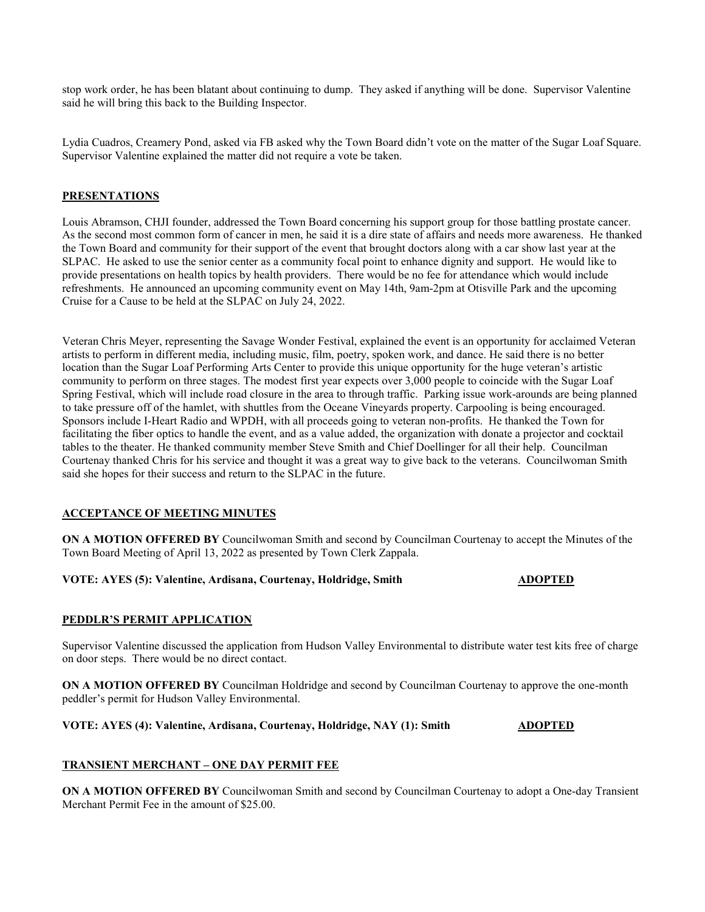stop work order, he has been blatant about continuing to dump. They asked if anything will be done. Supervisor Valentine said he will bring this back to the Building Inspector.

Lydia Cuadros, Creamery Pond, asked via FB asked why the Town Board didn't vote on the matter of the Sugar Loaf Square. Supervisor Valentine explained the matter did not require a vote be taken.

## PRESENTATIONS

Louis Abramson, CHJI founder, addressed the Town Board concerning his support group for those battling prostate cancer. As the second most common form of cancer in men, he said it is a dire state of affairs and needs more awareness. He thanked the Town Board and community for their support of the event that brought doctors along with a car show last year at the SLPAC. He asked to use the senior center as a community focal point to enhance dignity and support. He would like to provide presentations on health topics by health providers. There would be no fee for attendance which would include refreshments. He announced an upcoming community event on May 14th, 9am-2pm at Otisville Park and the upcoming Cruise for a Cause to be held at the SLPAC on July 24, 2022.

Veteran Chris Meyer, representing the Savage Wonder Festival, explained the event is an opportunity for acclaimed Veteran artists to perform in different media, including music, film, poetry, spoken work, and dance. He said there is no better location than the Sugar Loaf Performing Arts Center to provide this unique opportunity for the huge veteran's artistic community to perform on three stages. The modest first year expects over 3,000 people to coincide with the Sugar Loaf Spring Festival, which will include road closure in the area to through traffic. Parking issue work-arounds are being planned to take pressure off of the hamlet, with shuttles from the Oceane Vineyards property. Carpooling is being encouraged. Sponsors include I-Heart Radio and WPDH, with all proceeds going to veteran non-profits. He thanked the Town for facilitating the fiber optics to handle the event, and as a value added, the organization with donate a projector and cocktail tables to the theater. He thanked community member Steve Smith and Chief Doellinger for all their help. Councilman Courtenay thanked Chris for his service and thought it was a great way to give back to the veterans. Councilwoman Smith said she hopes for their success and return to the SLPAC in the future.

## ACCEPTANCE OF MEETING MINUTES

**ON A MOTION OFFERED BY** Councilwoman Smith and second by Councilman Courtenay to accept the Minutes of the Town Board Meeting of April 13, 2022 as presented by Town Clerk Zappala.

**VOTE: AYES (5): Valentine, Ardisana, Courtenay, Holdridge, Smith** **ADOPTED**

## PEDDLR'S PERMIT APPLICATION

Supervisor Valentine discussed the application from Hudson Valley Environmental to distribute water test kits free of charge on door steps. There would be no direct contact.

**ON A MOTION OFFERED BY** Councilman Holdridge and second by Councilman Courtenay to approve the one-month peddler's permit for Hudson Valley Environmental.

**VOTE: AYES (4): Valentine, Ardisana, Courtenay, Holdridge, NAY (1): Smith** **ADOPTED**

## TRANSIENT MERCHANT – ONE DAY PERMIT FEE

**ON A MOTION OFFERED BY** Councilwoman Smith and second by Councilman Courtenay to adopt a One-day Transient Merchant Permit Fee in the amount of $25.00.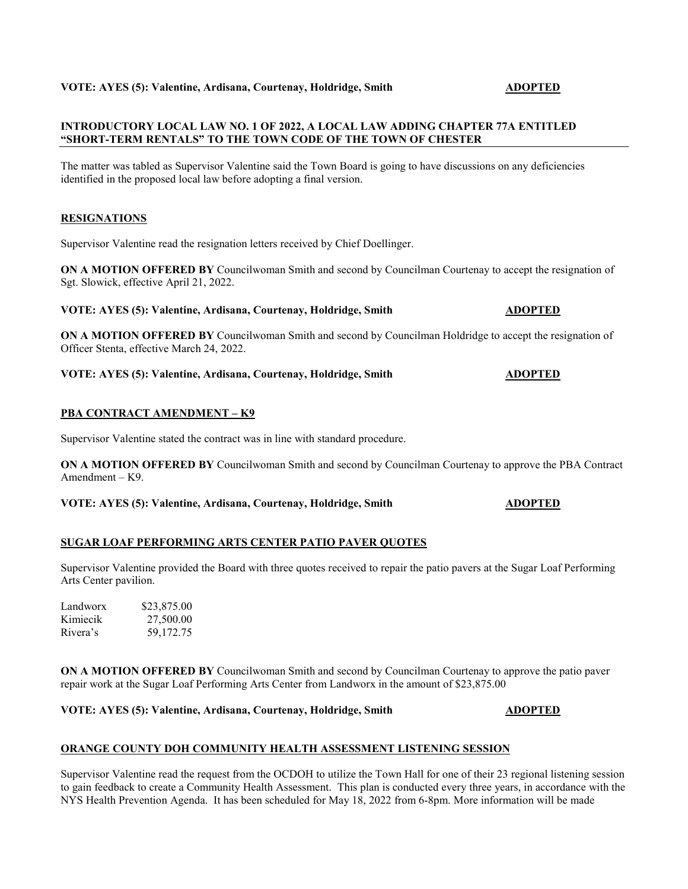**VOTE: AYES (5): Valentine, Ardisana, Courtenay, Holdridge, Smith** **ADOPTED**

**INTRODUCTORY LOCAL LAW NO. 1 OF 2022, A LOCAL LAW ADDING CHAPTER 77A ENTITLED "SHORT-TERM RENTALS" TO THE TOWN CODE OF THE TOWN OF CHESTER**

The matter was tabled as Supervisor Valentine said the Town Board is going to have discussions on any deficiencies identified in the proposed local law before adopting a final version.

**RESIGNATIONS**

Supervisor Valentine read the resignation letters received by Chief Doellinger.

**ON A MOTION OFFERED BY** Councilwoman Smith and second by Councilman Courtenay to accept the resignation of Sgt. Slowick, effective April 21, 2022.

**VOTE: AYES (5): Valentine, Ardisana, Courtenay, Holdridge, Smith** **ADOPTED**

**ON A MOTION OFFERED BY** Councilwoman Smith and second by Councilman Holdridge to accept the resignation of Officer Stenta, effective March 24, 2022.

**VOTE: AYES (5): Valentine, Ardisana, Courtenay, Holdridge, Smith** **ADOPTED**

**PBA CONTRACT AMENDMENT – K9**

Supervisor Valentine stated the contract was in line with standard procedure.

**ON A MOTION OFFERED BY** Councilwoman Smith and second by Councilman Courtenay to approve the PBA Contract Amendment – K9.

**VOTE: AYES (5): Valentine, Ardisana, Courtenay, Holdridge, Smith** **ADOPTED**

**SUGAR LOAF PERFORMING ARTS CENTER PATIO PAVER QUOTES**

Supervisor Valentine provided the Board with three quotes received to repair the patio pavers at the Sugar Loaf Performing Arts Center pavilion.

| | |
|---|---|
| Landworx | $23,875.00 |
| Kimiecik | 27,500.00 |
| Rivera's | 59,172.75 |

**ON A MOTION OFFERED BY** Councilwoman Smith and second by Councilman Courtenay to approve the patio paver repair work at the Sugar Loaf Performing Arts Center from Landworx in the amount of $23,875.00

**VOTE: AYES (5): Valentine, Ardisana, Courtenay, Holdridge, Smith** **ADOPTED**

**ORANGE COUNTY DOH COMMUNITY HEALTH ASSESSMENT LISTENING SESSION**

Supervisor Valentine read the request from the OCDOH to utilize the Town Hall for one of their 23 regional listening session to gain feedback to create a Community Health Assessment. This plan is conducted every three years, in accordance with the NYS Health Prevention Agenda. It has been scheduled for May 18, 2022 from 6-8pm. More information will be made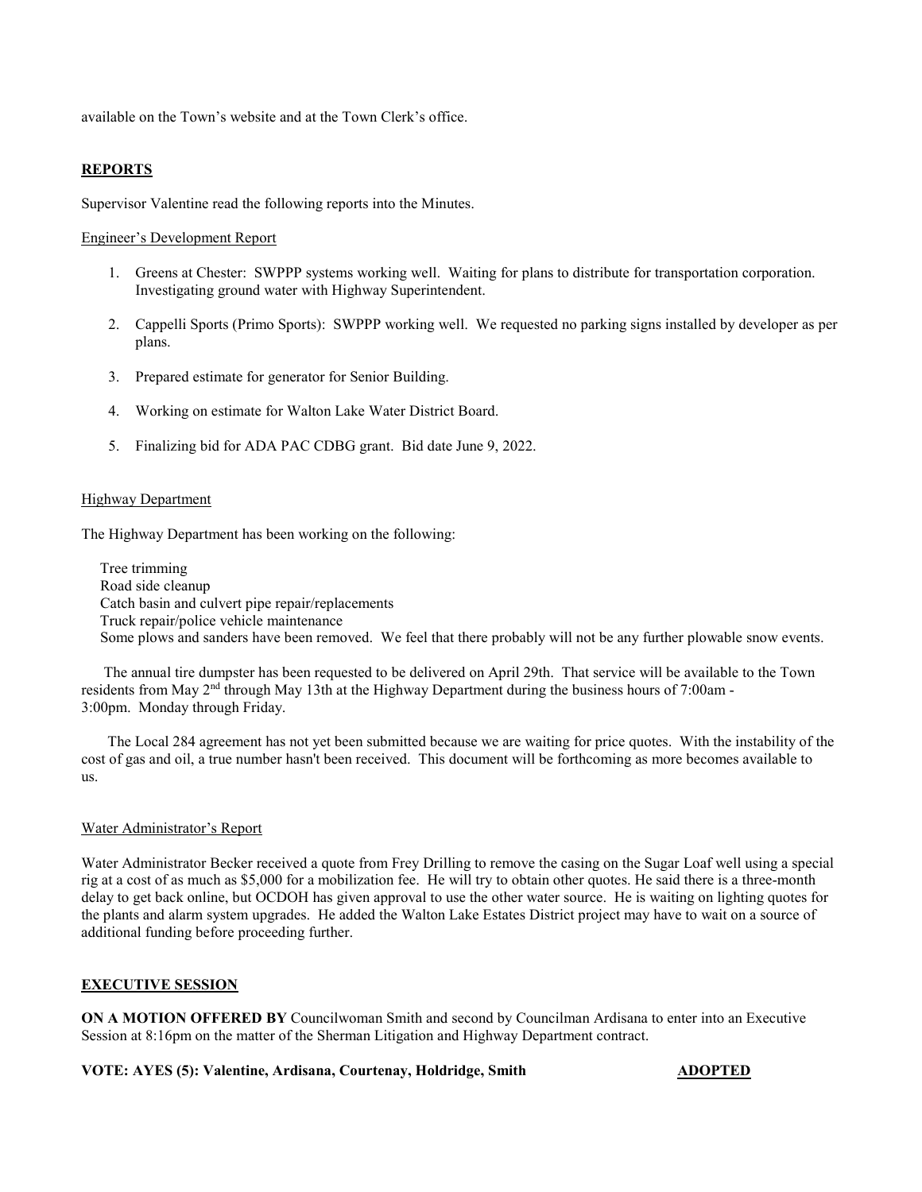available on the Town's website and at the Town Clerk's office.

**REPORTS**

Supervisor Valentine read the following reports into the Minutes.

Engineer's Development Report

1. Greens at Chester: SWPPP systems working well. Waiting for plans to distribute for transportation corporation. Investigating ground water with Highway Superintendent.

2. Cappelli Sports (Primo Sports): SWPPP working well. We requested no parking signs installed by developer as per plans.

3. Prepared estimate for generator for Senior Building.

4. Working on estimate for Walton Lake Water District Board.

5. Finalizing bid for ADA PAC CDBG grant. Bid date June 9, 2022.

Highway Department

The Highway Department has been working on the following:

Tree trimming
Road side cleanup
Catch basin and culvert pipe repair/replacements
Truck repair/police vehicle maintenance
Some plows and sanders have been removed. We feel that there probably will not be any further plowable snow events.

The annual tire dumpster has been requested to be delivered on April 29th. That service will be available to the Town residents from May 2nd through May 13th at the Highway Department during the business hours of 7:00am - 3:00pm. Monday through Friday.

The Local 284 agreement has not yet been submitted because we are waiting for price quotes. With the instability of the cost of gas and oil, a true number hasn't been received. This document will be forthcoming as more becomes available to us.

Water Administrator's Report

Water Administrator Becker received a quote from Frey Drilling to remove the casing on the Sugar Loaf well using a special rig at a cost of as much as $5,000 for a mobilization fee. He will try to obtain other quotes. He said there is a three-month delay to get back online, but OCDOH has given approval to use the other water source. He is waiting on lighting quotes for the plants and alarm system upgrades. He added the Walton Lake Estates District project may have to wait on a source of additional funding before proceeding further.

**EXECUTIVE SESSION**

**ON A MOTION OFFERED BY** Councilwoman Smith and second by Councilman Ardisana to enter into an Executive Session at 8:16pm on the matter of the Sherman Litigation and Highway Department contract.

**VOTE: AYES (5): Valentine, Ardisana, Courtenay, Holdridge, Smith** **ADOPTED**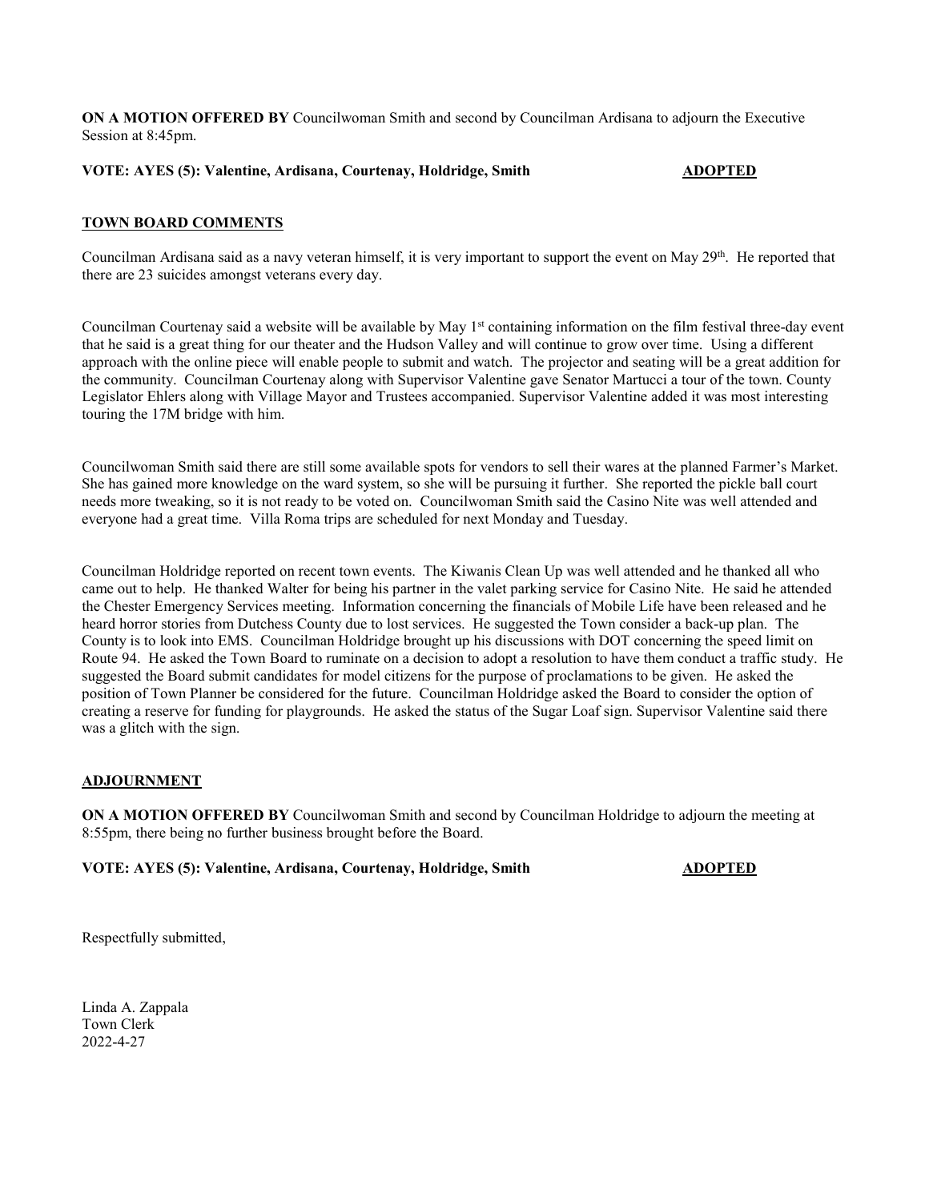**ON A MOTION OFFERED BY** Councilwoman Smith and second by Councilman Ardisana to adjourn the Executive Session at 8:45pm.

**VOTE: AYES (5): Valentine, Ardisana, Courtenay, Holdridge, Smith** **ADOPTED**

## TOWN BOARD COMMENTS

Councilman Ardisana said as a navy veteran himself, it is very important to support the event on May 29th. He reported that there are 23 suicides amongst veterans every day.

Councilman Courtenay said a website will be available by May 1st containing information on the film festival three-day event that he said is a great thing for our theater and the Hudson Valley and will continue to grow over time. Using a different approach with the online piece will enable people to submit and watch. The projector and seating will be a great addition for the community. Councilman Courtenay along with Supervisor Valentine gave Senator Martucci a tour of the town. County Legislator Ehlers along with Village Mayor and Trustees accompanied. Supervisor Valentine added it was most interesting touring the 17M bridge with him.

Councilwoman Smith said there are still some available spots for vendors to sell their wares at the planned Farmer's Market. She has gained more knowledge on the ward system, so she will be pursuing it further. She reported the pickle ball court needs more tweaking, so it is not ready to be voted on. Councilwoman Smith said the Casino Nite was well attended and everyone had a great time. Villa Roma trips are scheduled for next Monday and Tuesday.

Councilman Holdridge reported on recent town events. The Kiwanis Clean Up was well attended and he thanked all who came out to help. He thanked Walter for being his partner in the valet parking service for Casino Nite. He said he attended the Chester Emergency Services meeting. Information concerning the financials of Mobile Life have been released and he heard horror stories from Dutchess County due to lost services. He suggested the Town consider a back-up plan. The County is to look into EMS. Councilman Holdridge brought up his discussions with DOT concerning the speed limit on Route 94. He asked the Town Board to ruminate on a decision to adopt a resolution to have them conduct a traffic study. He suggested the Board submit candidates for model citizens for the purpose of proclamations to be given. He asked the position of Town Planner be considered for the future. Councilman Holdridge asked the Board to consider the option of creating a reserve for funding for playgrounds. He asked the status of the Sugar Loaf sign. Supervisor Valentine said there was a glitch with the sign.

## ADJOURNMENT

**ON A MOTION OFFERED BY** Councilwoman Smith and second by Councilman Holdridge to adjourn the meeting at 8:55pm, there being no further business brought before the Board.

**VOTE: AYES (5): Valentine, Ardisana, Courtenay, Holdridge, Smith** **ADOPTED**

Respectfully submitted,

Linda A. Zappala
Town Clerk
2022-4-27